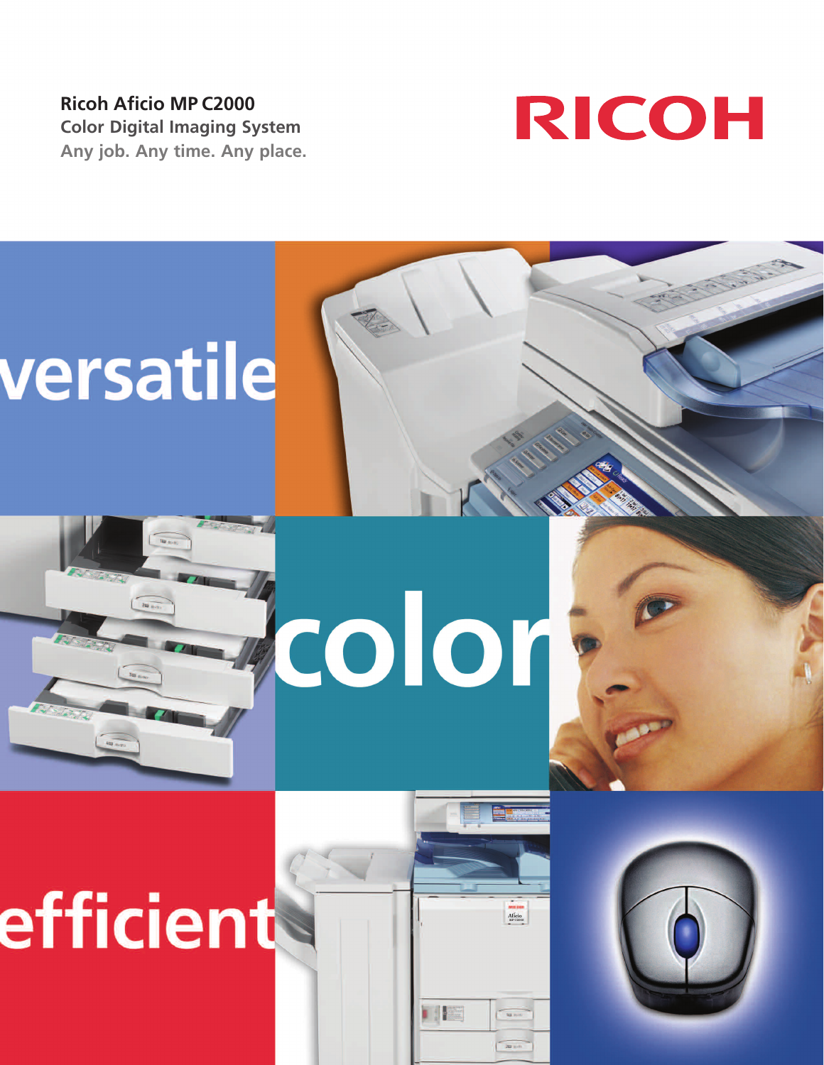# Ricoh Aficio MP C2000

## Color Digital Imaging System

**Any job. Any time. Any place.**

RICOH

versatile

color

efficient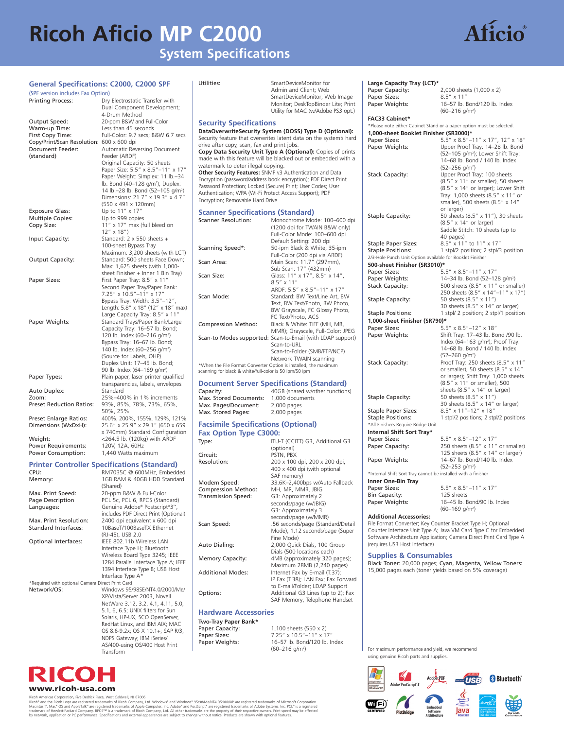# Ricoh Aficio MP C2000

## System Specifications

### General Specifications: C2000, C2000 SPF

(SPF version includes Fax Option)

| | |
|---|---|
| Printing Process: | Dry Electrostatic Transfer with Dual Component Development; 4-Drum Method |
| Output Speed: | 20-ppm B&W and Full-Color |
| Warm-up Time: | Less than 45 seconds |
| First Copy Time: | Full-Color: 9.7 secs; B&W 6.7 secs |
| Copy/Print/Scan Resolution: | 600 x 600 dpi |
| Document Feeder: (standard) | Automatic Reversing Document Feeder (ARDF) Original Capacity: 50 sheets Paper Size: 5.5" x 8.5"–11" x 17" Paper Weight: Simplex: 11 lb.–34 lb. Bond (40–128 g/m²); Duplex: 14 lb.–28 lb. Bond (52–105 g/m²) Dimensions: 21.7" x 19.3" x 4.7" (550 x 491 x 120mm) |
| Exposure Glass: | Up to 11" x 17" |
| Multiple Copies: | Up to 999 copies |
| Copy Size: | 11" x 17" max (full bleed on 12" x 18") |
| Input Capacity: | Standard: 2 x 550 sheets + 100-sheet Bypass Tray Maximum: 3,200 sheets (with LCT) |
| Output Capacity: | Standard: 500 sheets Face Down; Max: 1,625 sheets (with 1,000-sheet Finisher + Inner 1 Bin Tray) |
| Paper Sizes: | First Paper Tray: 8.5" x 11" Second Paper Tray/Paper Bank: 7.25" x 10.5"–11" x 17" Bypass Tray: Width: 3.5"–12", Length: 5.8" x 18" (12" x 18" max) Large Capacity Tray: 8.5" x 11" |
| Paper Weights: | Standard Trays/Paper Bank/Large Capacity Tray: 16–57 lb. Bond; 120 lb. Index (60–216 g/m²) Bypass Tray: 16–67 lb. Bond; 140 lb. Index (60–256 g/m²) (Source for Labels, OHP) Duplex Unit: 17–45 lb. Bond; 90 lb. Index (64–169 g/m²) |
| Paper Types: | Plain paper, laser printer qualified transparencies, labels, envelopes |
| Auto Duplex: | Standard |
| Zoom: | 25%–400% in 1% increments |
| Preset Reduction Ratios: | 93%, 85%, 78%, 73%, 65%, 50%, 25% |
| Preset Enlarge Ratios: | 400%, 200%, 155%, 129%, 121% |
| Dimensions (WxDxH): | 25.6" x 25.9" x 29.1" (650 x 659 x 740mm) Standard Configuration |
| Weight: | <264.5 lb. (120kg) with ARDF |
| Power Requirements: | 120V, 12A, 60Hz |
| Power Consumption: | 1,440 Watts maximum |

### Printer Controller Specifications (Standard)

| | |
|---|---|
| CPU: | RM7035C @ 600MHz, Embedded |
| Memory: | 1GB RAM & 40GB HDD Standard (Shared) |
| Max. Print Speed: | 20-ppm B&W & Full-Color |
| Page Description Languages: | PCL 5c, PCL 6, RPCS (Standard) Genuine Adobe® Postscript®3™, includes PDF Direct Print (Optional) |
| Max. Print Resolution: | 2400 dpi equivalent x 600 dpi |
| Standard Interfaces: | 10BaseT/100BaseTX Ethernet (RJ-45), USB 2.0 |
| Optional Interfaces: | IEEE 802.11b Wireless LAN Interface Type H; Bluetooth Wireless Board Type 3245; IEEE 1284 Parallel Interface Type A; IEEE 1394 Interface Type B; USB Host Interface Type A* |

*Required with optional Camera Direct Print Card

| | |
|---|---|
| Network/OS: | Windows 95/98SE/NT4.0/2000/Me/XP/Vista/Server 2003, Novell NetWare 3.12, 3.2, 4.1, 4.11, 5.0, 5.1, 6, 6.5; UNIX filters for Sun Solaris, HP-UX, SCO OpenServer, RedHat Linux, and IBM AIX; MAC OS 8.6-9.2x; OS X 10.1+; SAP R/3, NDPS Gateway; IBM iSeries/AS/400-using OS/400 Host Print Transform |
| Utilities: | SmartDeviceMonitor for Admin and Client; Web SmartDeviceMonitor; Web Image Monitor; DeskTopBinder Lite; Print Utility for MAC (w/Adobe PS3 opt.) |

### Security Specifications

**DataOverwriteSecurity System (DOSS) Type D (Optional):** Security feature that overwrites latent data on the system's hard drive after copy, scan, fax and print jobs.

**Copy Data Security Unit Type A (Optional):** Copies of prints made with this feature will be blacked out or embedded with a watermark to deter illegal copying.

**Other Security Features:** SNMP v3 Authentication and Data Encryption (password/address book encryption); PDF Direct Print Password Protection; Locked (Secure) Print; User Codes; User Authentication; WPA (Wi-Fi Protect Access Support); PDF Encryption; Removable Hard Drive

### Scanner Specifications (Standard)

| | |
|---|---|
| Scanner Resolution: | Monochrome Mode: 100–600 dpi (1200 dpi for TWAIN B&W only) Full-Color Mode: 100–600 dpi Default Setting: 200 dpi |
| Scanning Speed*: | 50-ipm Black & White; 35-ipm Full-Color (200 dpi via ARDF) |
| Scan Area: | Main Scan: 11.7" (297mm), Sub Scan: 17" (432mm) |
| Scan Size: | Glass: 11" x 17", 8.5" x 14", 8.5" x 11" ARDF: 5.5" x 8.5"–11" x 17" |
| Scan Mode: | Standard: BW Text/Line Art, BW Text, BW Text/Photo, BW Photo, BW Grayscale, FC Glossy Photo, FC Text/Photo, ACS |
| Compression Method: | Black & White: TIFF (MH, MR, MMR); Grayscale, Full-Color: JPEG |
| Scan-to Modes supported: | Scan-to-Email (with LDAP support) Scan-to-URL Scan-to-Folder (SMB/FTP/NCP) Network TWAIN scanning |

*When the File Format Converter Option is installed, the maximum scanning for black & white/full-color is 50 ipm/50 ipm

### Document Server Specifications (Standard)

| | |
|---|---|
| Capacity: | 40GB (shared w/other functions) |
| Max. Stored Documents: | 1,000 documents |
| Max. Pages/Document: | 2,000 pages |
| Max. Stored Pages: | 2,000 pages |

### Facsimile Specifications (Optional)

### Fax Option Type C3000:

| | |
|---|---|
| Type: | ITU-T (CCITT) G3, Additional G3 (optional) |
| Circuit: | PSTN, PBX |
| Resolution: | 200 x 100 dpi, 200 x 200 dpi, 400 x 400 dpi (with optional SAF memory) |
| Modem Speed: | 33.6K–2,400bps w/Auto Fallback |
| Compression Method: | MH, MR, MMR, JBIG |
| Transmission Speed: | G3: Approximately 2 seconds/page (w/JBIG) G3: Approximately 3 seconds/page (w/MMR) |
| Scan Speed: | .56 seconds/page (Standard/Detail Mode); 1.12 seconds/page (Super Fine Mode) |
| Auto Dialing: | 2,000 Quick Dials, 100 Group Dials (500 locations each) |
| Memory Capacity: | 4MB (approximately 320 pages); Maximum 28MB (2,240 pages) |
| Additional Modes: | Internet Fax by E-mail (T.37); IP Fax (T.38); LAN Fax; Fax Forward to E-mail/Folder; LDAP Support |
| Options: | Additional G3 Lines (up to 2); Fax SAF Memory; Telephone Handset |

### Hardware Accessories

**Two-Tray Paper Bank***

| | |
|---|---|
| Paper Capacity: | 1,100 sheets (550 x 2) |
| Paper Sizes: | 7.25" x 10.5"–11" x 17" |
| Paper Weights: | 16–57 lb. Bond/120 lb. Index (60–216 g/m²) |

**Large Capacity Tray (LCT)***

| | |
|---|---|
| Paper Capacity: | 2,000 sheets (1,000 x 2) |
| Paper Sizes: | 8.5" x 11" |
| Paper Weights: | 16–57 lb. Bond/120 lb. Index (60–216 g/m²) |

**FAC33 Cabinet***

*Please note either Cabinet Stand or a paper option must be selected.

**1,000-sheet Booklet Finisher (SR3000)***

| | |
|---|---|
| Paper Sizes: | 5.5" x 8.5"–11" x 17", 12" x 18" |
| Paper Weights: | Upper Proof Tray: 14–28 lb. Bond (52–105 g/m²); Lower Shift Tray: 14–68 lb. Bond / 140 lb. Index (52–256 g/m²) |
| Stack Capacity: | Upper Proof Tray: 100 sheets (8.5" x 11" or smaller), 50 sheets (8.5" x 14" or larger); Lower Shift Tray: 1,000 sheets (8.5" x 11" or smaller), 500 sheets (8.5" x 14" or larger) |
| Staple Capacity: | 50 sheets (8.5" x 11"), 30 sheets (8.5" x 14" or larger) Saddle Stitch: 10 sheets (up to 40 pages) |
| Staple Paper Sizes: | 8.5" x 11" to 11" x 17" |
| Staple Positions: | 1 stpl/2 position; 2 stpl/3 position |

2/3-Hole Punch Unit Option available for Booklet Finisher

**500-sheet Finisher (SR3010)***

| | |
|---|---|
| Paper Sizes: | 5.5" x 8.5"–11" x 17" |
| Paper Weights: | 14–34 lb. Bond (52–128 g/m²) |
| Stack Capacity: | 500 sheets (8.5" x 11" or smaller) 250 sheets (8.5" x 14"–11" x 17") |
| Staple Capacity: | 50 sheets (8.5" x 11") 30 sheets (8.5" x 14" or larger) |
| Staple Positions: | 1 stpl/ 2 position; 2 stpl/1 position |

**1,000-sheet Finisher (SR790)***

| | |
|---|---|
| Paper Sizes: | 5.5" x 8.5"–12" x 18" |
| Paper Weights: | Shift Tray: 17–43 lb. Bond /90 lb. Index (64–163 g/m²); Proof Tray: 14–68 lb. Bond / 140 lb. Index (52–260 g/m²) |
| Stack Capacity: | Proof Tray: 250 sheets (8.5" x 11" or smaller), 50 sheets (8.5" x 14" or larger); Shift Tray: 1,000 sheets (8.5" x 11" or smaller), 500 sheets (8.5" x 14" or larger) |
| Staple Capacity: | 50 sheets (8.5" x 11") 30 sheets (8.5" x 14" or larger) |
| Staple Paper Sizes: | 8.5" x 11"–12" x 18" |
| Staple Positions: | 1 stpl/2 positions; 2 stpl/2 positions |

*All Finishers Require Bridge Unit

**Internal Shift Sort Tray***

| | |
|---|---|
| Paper Sizes: | 5.5" x 8.5"–12" x 17" |
| Paper Capacity: | 250 sheets (8.5" x 11" or smaller) 125 sheets (8.5" x 14" or larger) |
| Paper Weights: | 14–67 lb. Bond/140 lb. Index (52–253 g/m²) |

*Internal Shift Sort Tray cannot be installed with a finisher

**Inner One-Bin Tray**

| | |
|---|---|
| Paper Sizes: | 5.5" x 8.5"–11" x 17" |
| Bin Capacity: | 125 sheets |
| Paper Weights: | 16–45 lb. Bond/90 lb. Index (60–169 g/m²) |

**Additional Accessories:**

File Format Converter; Key Counter Bracket Type H; Optional Counter Interface Unit Type A; Java VM Card Type C for Embedded Software Architecture Application; Camera Direct Print Card Type A (requires USB Host Interface)

### Supplies & Consumables

Black Toner: 20,000 pages; Cyan, Magenta, Yellow Toners: 15,000 pages each (toner yields based on 5% coverage)

For maximum performance and yield, we recommend using genuine Ricoh parts and supplies.

RICOH

www.ricoh-usa.com

Ricoh Americas Corporation, Five Dedrick Place, West Caldwell, NJ 07006

Ricoh® and the Ricoh Logo are registered trademarks of Ricoh Company, Ltd. Windows® and Windows® 95/98/Me/NT4.0/2000/XP are registered trademarks of Microsoft Corporation. Macintosh®, Mac® OS and AppleTalk® are registered trademarks of Apple Computer, Inc. Adobe® and PostScript® are registered trademarks of Adobe Systems, Inc. PCL® is a registered trademark of Hewlett-Packard Company. RPCS™ is a trademark of Ricoh Company, Ltd. All other trademarks are the property of their respective owners. Print speed may be affected by network, application or PC performance. Specifications and external appearances are subject to change without notice. Products are shown with optional features.